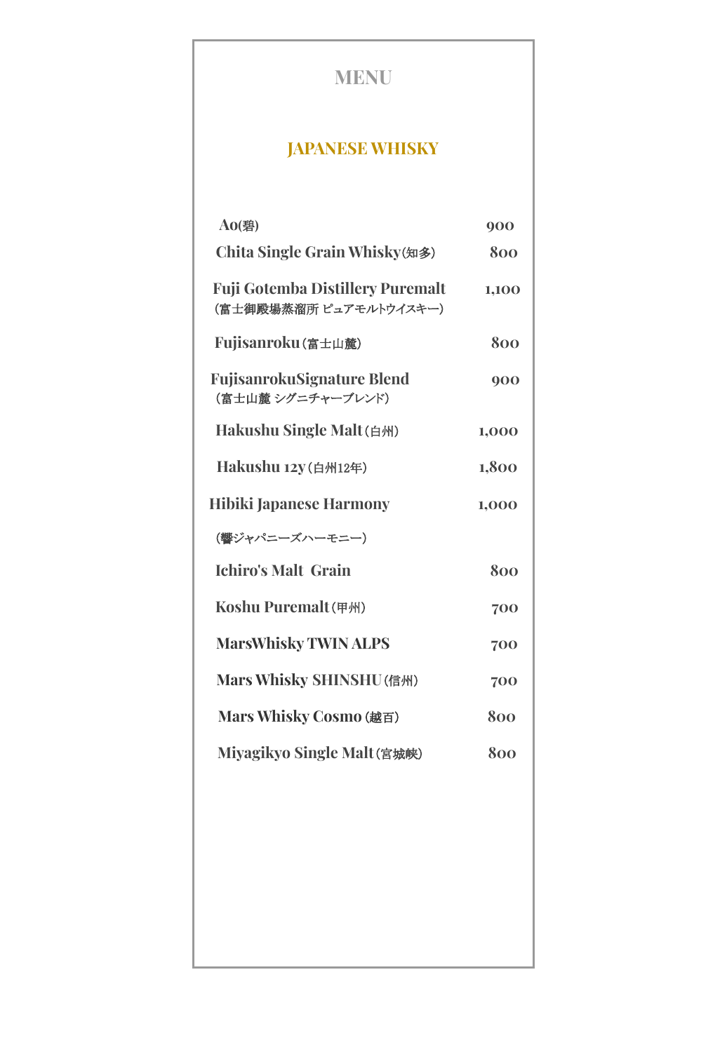# MENU

## JAPANESE WHISKY

| | |
|---|---|
| Ao(碧) | 900 |
| Chita Single Grain Whisky(知多) | 800 |
| Fuji Gotemba Distillery Puremalt (富士御殿場蒸溜所 ピュアモルトウイスキー) | 1,100 |
| Fujisanroku(富士山麓) | 800 |
| FujisanrokuSignature Blend (富士山麓 シグニチャーブレンド) | 900 |
| Hakushu Single Malt(白州) | 1,000 |
| Hakushu 12y(白州12年) | 1,800 |
| Hibiki Japanese Harmony (響ジャパニーズハーモニー) | 1,000 |
| Ichiro's Malt Grain | 800 |
| Koshu Puremalt(甲州) | 700 |
| MarsWhisky TWIN ALPS | 700 |
| Mars Whisky SHINSHU(信州) | 700 |
| Mars Whisky Cosmo (越百) | 800 |
| Miyagikyo Single Malt(宮城峡) | 800 |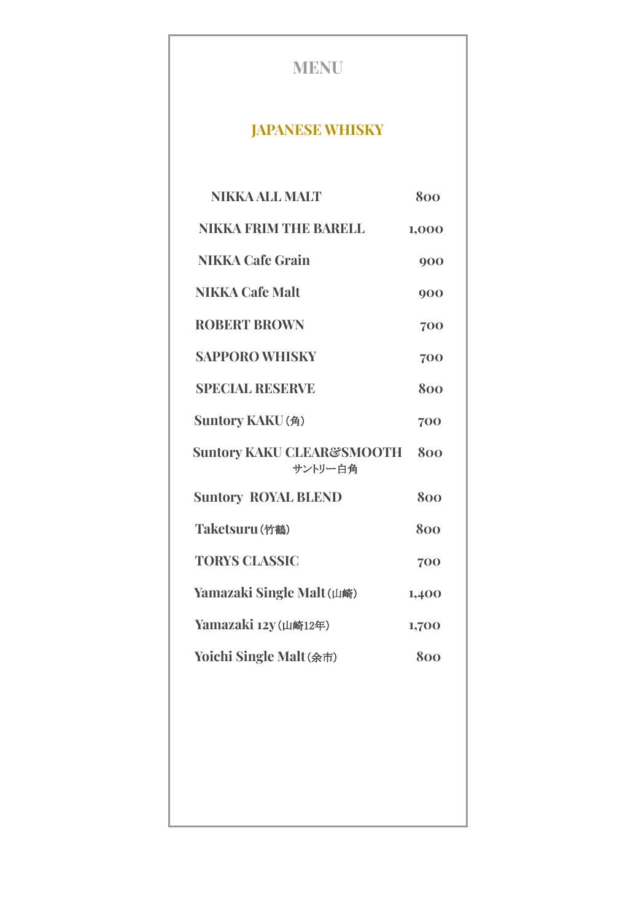# MENU

## JAPANESE WHISKY

| | |
|---|---|
| NIKKA ALL MALT | 800 |
| NIKKA FRIM THE BARELL | 1,000 |
| NIKKA Cafe Grain | 900 |
| NIKKA Cafe Malt | 900 |
| ROBERT BROWN | 700 |
| SAPPORO WHISKY | 700 |
| SPECIAL RESERVE | 800 |
| Suntory KAKU（角） | 700 |
| Suntory KAKU CLEAR&SMOOTH サントリー白角 | 800 |
| Suntory  ROYAL BLEND | 800 |
| Taketsuru（竹鶴） | 800 |
| TORYS CLASSIC | 700 |
| Yamazaki Single Malt（山崎） | 1,400 |
| Yamazaki 12y（山崎12年） | 1,700 |
| Yoichi Single Malt（余市） | 800 |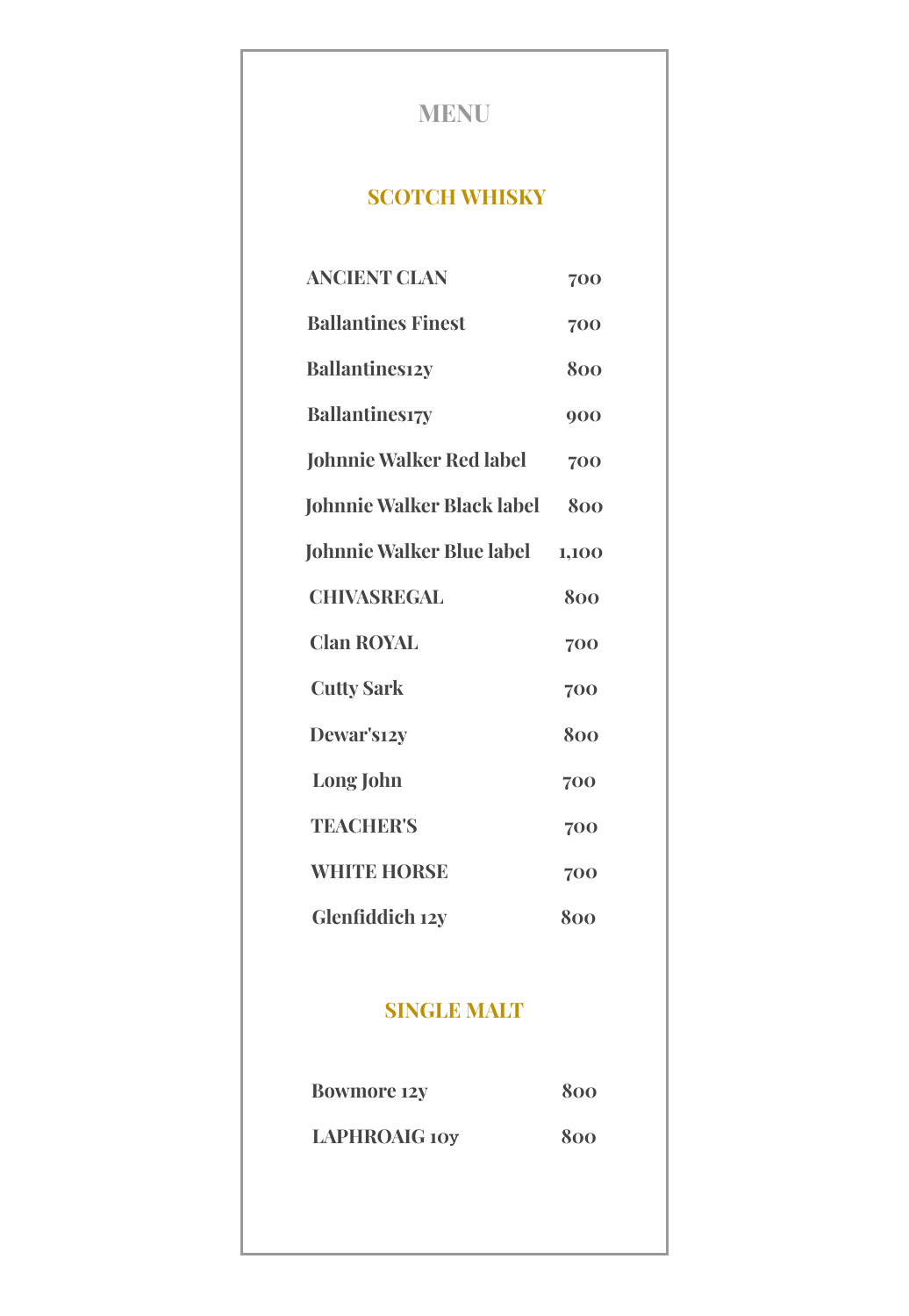# MENU

## SCOTCH WHISKY

| Item | Price |
|---|---|
| ANCIENT CLAN | 700 |
| Ballantines Finest | 700 |
| Ballantines12y | 800 |
| Ballantines17y | 900 |
| Johnnie Walker Red label | 700 |
| Johnnie Walker Black label | 800 |
| Johnnie Walker Blue label | 1,100 |
| CHIVASREGAL | 800 |
| Clan ROYAL | 700 |
| Cutty Sark | 700 |
| Dewar's12y | 800 |
| Long John | 700 |
| TEACHER'S | 700 |
| WHITE HORSE | 700 |
| Glenfiddich 12y | 800 |

## SINGLE MALT

| Item | Price |
|---|---|
| Bowmore 12y | 800 |
| LAPHROAIG 10y | 800 |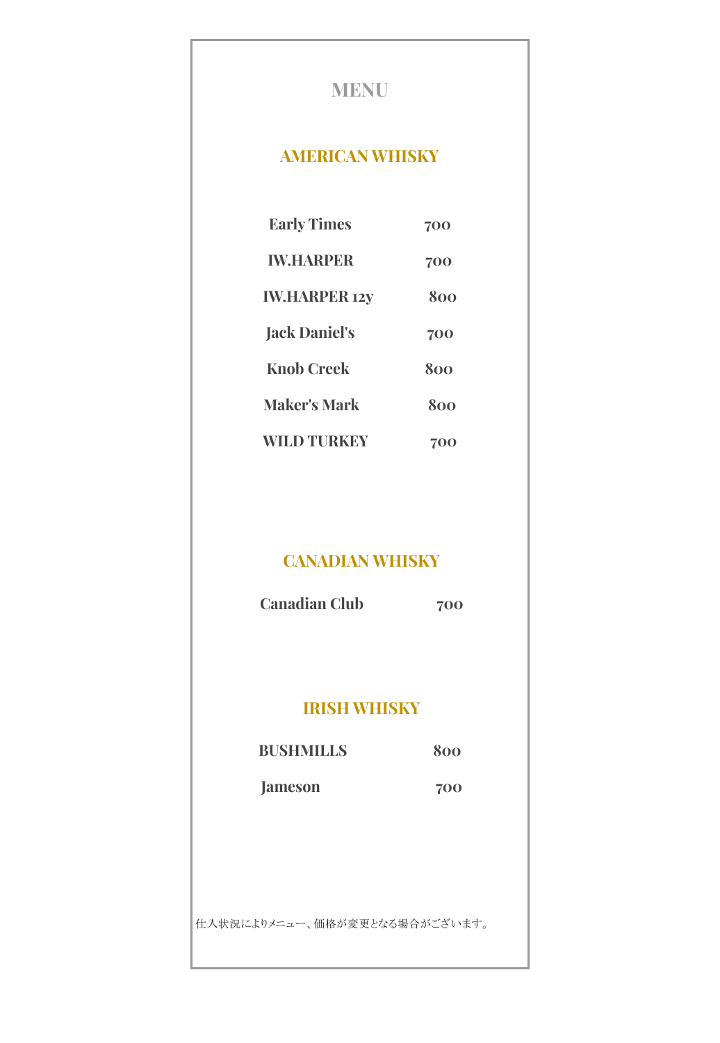# MENU

## AMERICAN WHISKY

| | |
|---|---|
| **Early Times** | **700** |
| **IW.HARPER** | **700** |
| **IW.HARPER 12y** | **800** |
| **Jack Daniel's** | **700** |
| **Knob Creek** | **800** |
| **Maker's Mark** | **800** |
| **WILD TURKEY** | **700** |

## CANADIAN WHISKY

| | |
|---|---|
| **Canadian Club** | **700** |

## IRISH WHISKY

| | |
|---|---|
| **BUSHMILLS** | **800** |
| **Jameson** | **700** |

仕入状況によりメニュー、価格が変更となる場合がございます。